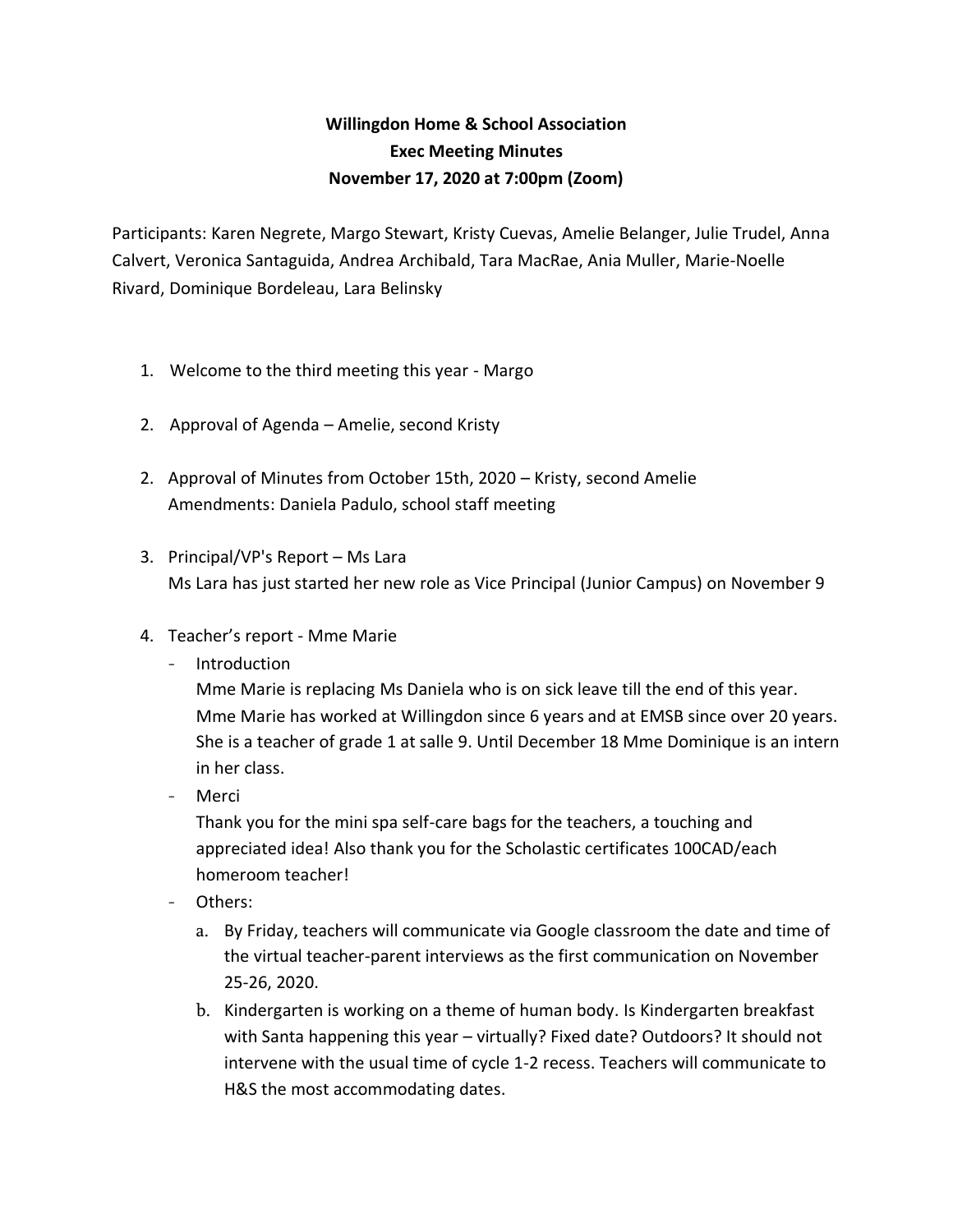**Willingdon Home & School Association**
**Exec Meeting Minutes**
**November 17, 2020 at 7:00pm (Zoom)**

Participants: Karen Negrete, Margo Stewart, Kristy Cuevas, Amelie Belanger, Julie Trudel, Anna Calvert, Veronica Santaguida, Andrea Archibald, Tara MacRae, Ania Muller, Marie-Noelle Rivard, Dominique Bordeleau, Lara Belinsky

1. Welcome to the third meeting this year - Margo

2. Approval of Agenda – Amelie, second Kristy

2. Approval of Minutes from October 15th, 2020 – Kristy, second Amelie
   Amendments: Daniela Padulo, school staff meeting

3. Principal/VP's Report – Ms Lara
   Ms Lara has just started her new role as Vice Principal (Junior Campus) on November 9

4. Teacher's report - Mme Marie
   - Introduction
     Mme Marie is replacing Ms Daniela who is on sick leave till the end of this year. Mme Marie has worked at Willingdon since 6 years and at EMSB since over 20 years. She is a teacher of grade 1 at salle 9. Until December 18 Mme Dominique is an intern in her class.
   - Merci
     Thank you for the mini spa self-care bags for the teachers, a touching and appreciated idea! Also thank you for the Scholastic certificates 100CAD/each homeroom teacher!
   - Others:
     a. By Friday, teachers will communicate via Google classroom the date and time of the virtual teacher-parent interviews as the first communication on November 25-26, 2020.
     b. Kindergarten is working on a theme of human body. Is Kindergarten breakfast with Santa happening this year – virtually? Fixed date? Outdoors? It should not intervene with the usual time of cycle 1-2 recess. Teachers will communicate to H&S the most accommodating dates.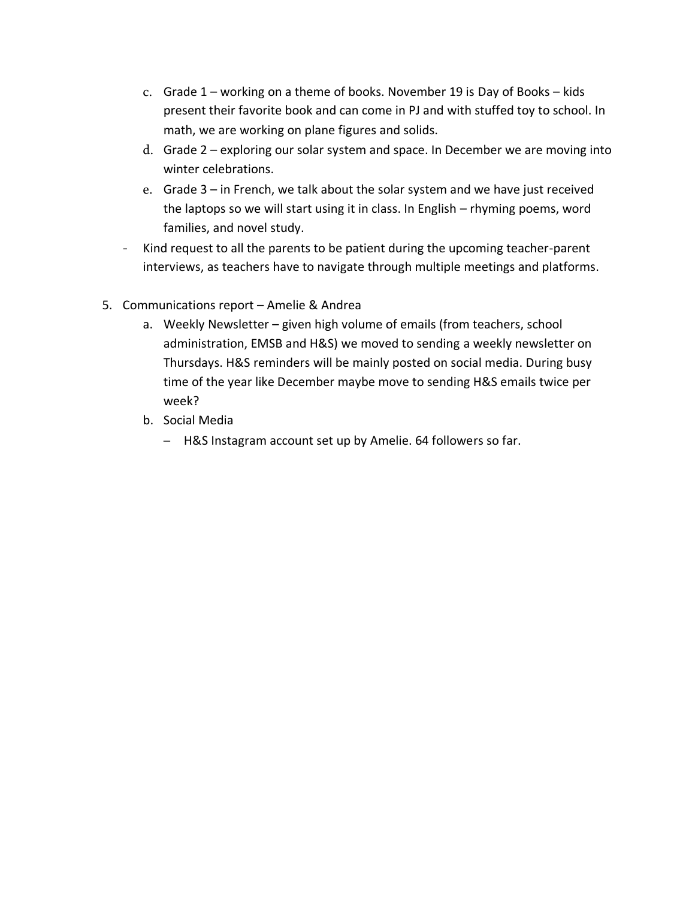c. Grade 1 – working on a theme of books. November 19 is Day of Books – kids present their favorite book and can come in PJ and with stuffed toy to school. In math, we are working on plane figures and solids.

d. Grade 2 – exploring our solar system and space. In December we are moving into winter celebrations.

e. Grade 3 – in French, we talk about the solar system and we have just received the laptops so we will start using it in class. In English – rhyming poems, word families, and novel study.

- Kind request to all the parents to be patient during the upcoming teacher-parent interviews, as teachers have to navigate through multiple meetings and platforms.

5. Communications report – Amelie & Andrea
   a. Weekly Newsletter – given high volume of emails (from teachers, school administration, EMSB and H&S) we moved to sending a weekly newsletter on Thursdays. H&S reminders will be mainly posted on social media. During busy time of the year like December maybe move to sending H&S emails twice per week?
   b. Social Media
      - H&S Instagram account set up by Amelie. 64 followers so far.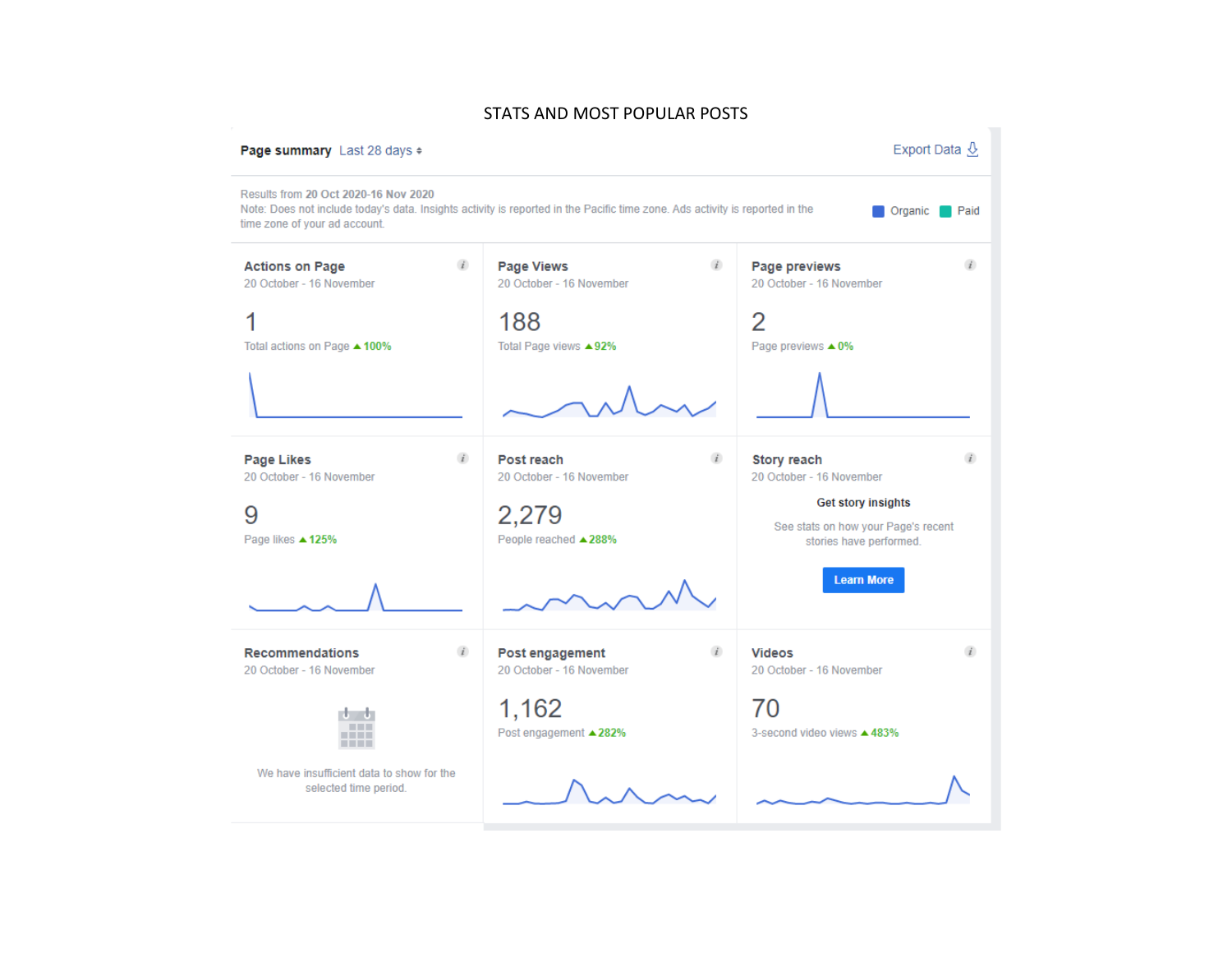STATS AND MOST POPULAR POSTS

**Page summary** Last 28 days

Export Data

Results from **20 Oct 2020-16 Nov 2020**
Note: Does not include today's data. Insights activity is reported in the Pacific time zone. Ads activity is reported in the time zone of your ad account.

Organic | Paid

**Actions on Page**
20 October - 16 November
1
Total actions on Page ▲100%

**Page Views**
20 October - 16 November
188
Total Page views ▲92%

**Page previews**
20 October - 16 November
2
Page previews ▲0%

**Page Likes**
20 October - 16 November
9
Page likes ▲125%

**Post reach**
20 October - 16 November
2,279
People reached ▲288%

**Story reach**
20 October - 16 November
**Get story insights**
See stats on how your Page's recent stories have performed.
Learn More

**Recommendations**
20 October - 16 November
We have insufficient data to show for the selected time period.

**Post engagement**
20 October - 16 November
1,162
Post engagement ▲282%

**Videos**
20 October - 16 November
70
3-second video views ▲483%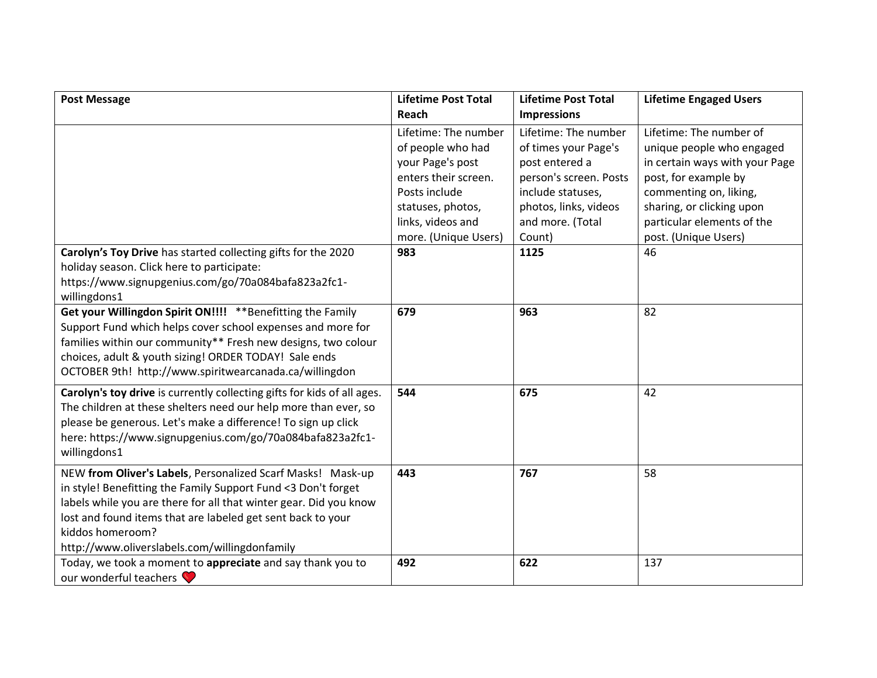| Post Message | Lifetime Post Total Reach | Lifetime Post Total Impressions | Lifetime Engaged Users |
|---|---|---|---|
| | Lifetime: The number of people who had your Page's post enters their screen. Posts include statuses, photos, links, videos and more. (Unique Users) | Lifetime: The number of times your Page's post entered a person's screen. Posts include statuses, photos, links, videos and more. (Total Count) | Lifetime: The number of unique people who engaged in certain ways with your Page post, for example by commenting on, liking, sharing, or clicking upon particular elements of the post. (Unique Users) |
| **Carolyn's Toy Drive** has started collecting gifts for the 2020 holiday season. Click here to participate: https://www.signupgenius.com/go/70a084bafa823a2fc1-willingdons1 | **983** | **1125** | 46 |
| **Get your Willingdon Spirit ON!!!!** **Benefitting the Family Support Fund which helps cover school expenses and more for families within our community** Fresh new designs, two colour choices, adult & youth sizing! ORDER TODAY! Sale ends OCTOBER 9th! http://www.spiritwearcanada.ca/willingdon | **679** | **963** | 82 |
| **Carolyn's toy drive** is currently collecting gifts for kids of all ages. The children at these shelters need our help more than ever, so please be generous. Let's make a difference! To sign up click here: https://www.signupgenius.com/go/70a084bafa823a2fc1-willingdons1 | **544** | **675** | 42 |
| NEW **from Oliver's Labels**, Personalized Scarf Masks! Mask-up in style! Benefitting the Family Support Fund <3 Don't forget labels while you are there for all that winter gear. Did you know lost and found items that are labeled get sent back to your kiddos homeroom? http://www.oliverslabels.com/willingdonfamily | **443** | **767** | 58 |
| Today, we took a moment to **appreciate** and say thank you to our wonderful teachers ❤️ | **492** | **622** | 137 |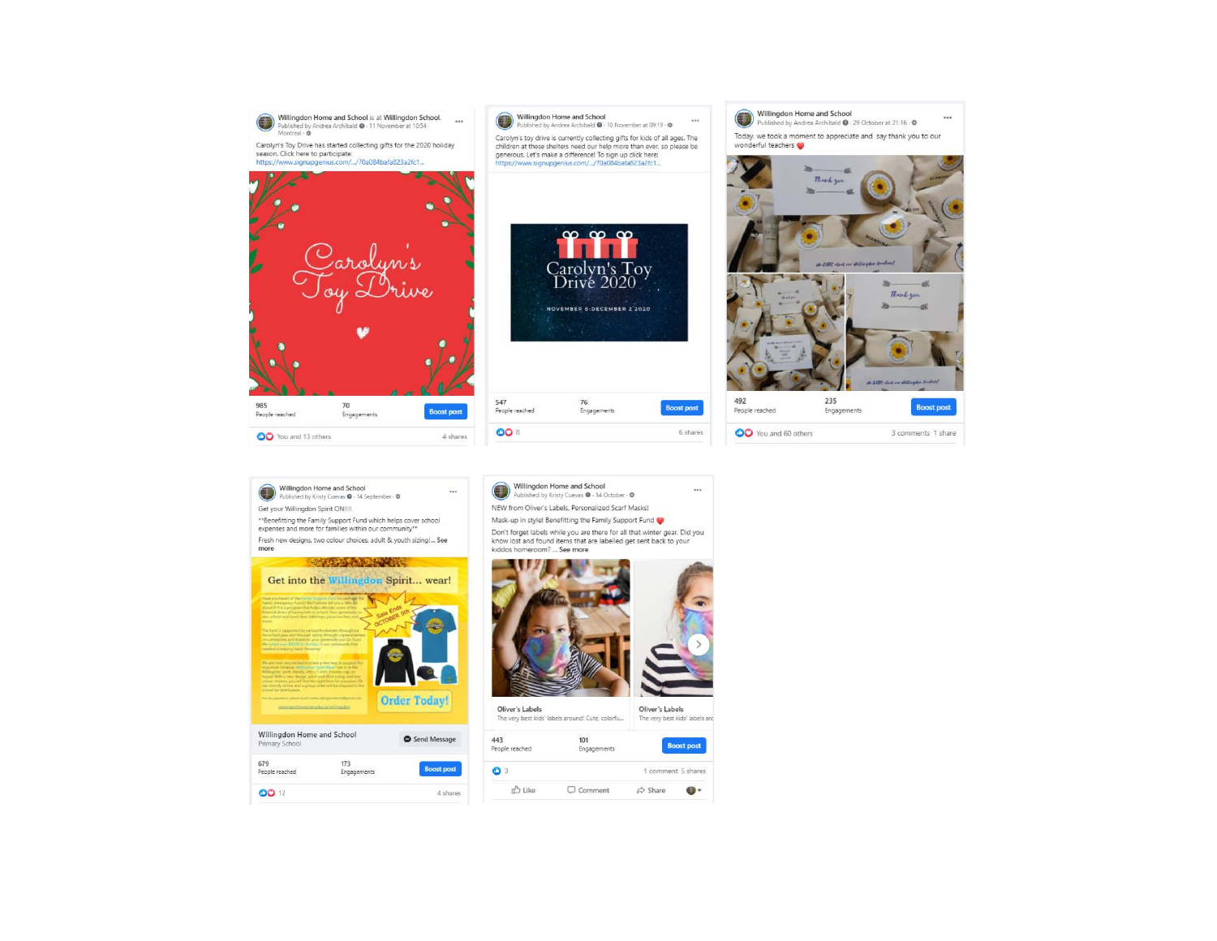**Willingdon Home and School** is at Willingdon School.
Published by Andrea Archibald · 11 November at 10:54 · Montreal ·

Carolyn's Toy Drive has started collecting gifts for the 2020 holiday season. Click here to participate: https://www.signupgenius.com/.../70a084bafa823a2fc1...

Carolyn's Toy Drive

985 People reached · 70 Engagements · Boost post

You and 13 others · 4 shares

---

**Willingdon Home and School**
Published by Andrea Archibald · 10 November at 09:19 ·

Carolyn's toy drive is currently collecting gifts for kids of all ages. The children at these shelters need our help more than ever, so please be generous. Let's make a difference! To sign up click here: https://www.signupgenius.com/.../70a084bafa823a2fc1...

Carolyn's Toy Drive 2020
NOVEMBER 6-DECEMBER 2 2020

547 People reached · 76 Engagements · Boost post

8 · 6 shares

---

**Willingdon Home and School**
Published by Andrea Archibald · 29 October at 21:16 ·

Today, we took a moment to appreciate and say thank you to our wonderful teachers ❤️

492 People reached · 235 Engagements · Boost post

You and 60 others · 3 comments · 1 share

---

**Willingdon Home and School**
Published by Kristy Cuevas · 14 September ·

Get your Willingdon Spirit ON!!!!

**Benefitting the Family Support Fund which helps cover school expenses and more for families within our community**

Fresh new designs, two colour choices, adult & youth sizing!... See more

Get into the Willingdon Spirit... wear!

Order Today!

Willingdon Home and School
Primary School · Send Message

679 People reached · 173 Engagements · Boost post

12 · 4 shares

---

**Willingdon Home and School**
Published by Kristy Cuevas · 14 October ·

NEW from Oliver's Labels, Personalized Scarf Masks!

Mask-up in style! Benefitting the Family Support Fund ❤️

Don't forget labels while you are there for all that winter gear. Did you know lost and found items that are labelled get sent back to your kiddos homeroom? ... See more

Oliver's Labels — The very best kids' labels around! Cute, colorfu...

Oliver's Labels — The very best kids' labels arc

443 People reached · 101 Engagements · Boost post

3 · 1 comment · 5 shares

Like · Comment · Share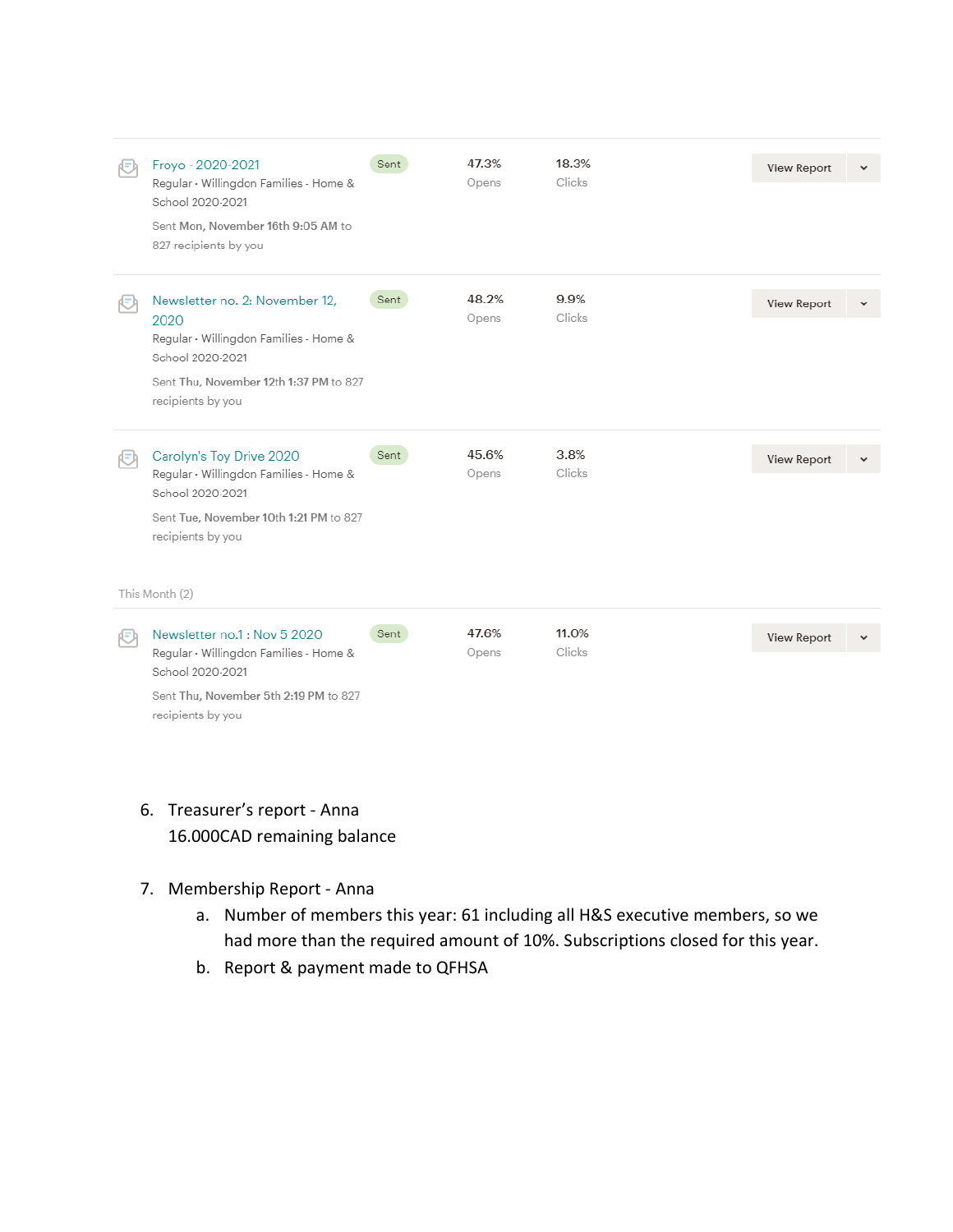| Campaign | Status | Opens | Clicks |
|---|---|---|---|
| Froyo - 2020-2021<br>Regular • Willingdon Families - Home & School 2020-2021<br>Sent Mon, November 16th 9:05 AM to 827 recipients by you | Sent | 47.3% | 18.3% |
| Newsletter no. 2: November 12, 2020<br>Regular • Willingdon Families - Home & School 2020-2021<br>Sent Thu, November 12th 1:37 PM to 827 recipients by you | Sent | 48.2% | 9.9% |
| Carolyn's Toy Drive 2020<br>Regular • Willingdon Families - Home & School 2020-2021<br>Sent Tue, November 10th 1:21 PM to 827 recipients by you | Sent | 45.6% | 3.8% |

This Month (2)

| Campaign | Status | Opens | Clicks |
|---|---|---|---|
| Newsletter no.1 : Nov 5 2020<br>Regular • Willingdon Families - Home & School 2020-2021<br>Sent Thu, November 5th 2:19 PM to 827 recipients by you | Sent | 47.6% | 11.0% |

6. Treasurer's report - Anna
   16.000CAD remaining balance

7. Membership Report - Anna
   a. Number of members this year: 61 including all H&S executive members, so we had more than the required amount of 10%. Subscriptions closed for this year.
   b. Report & payment made to QFHSA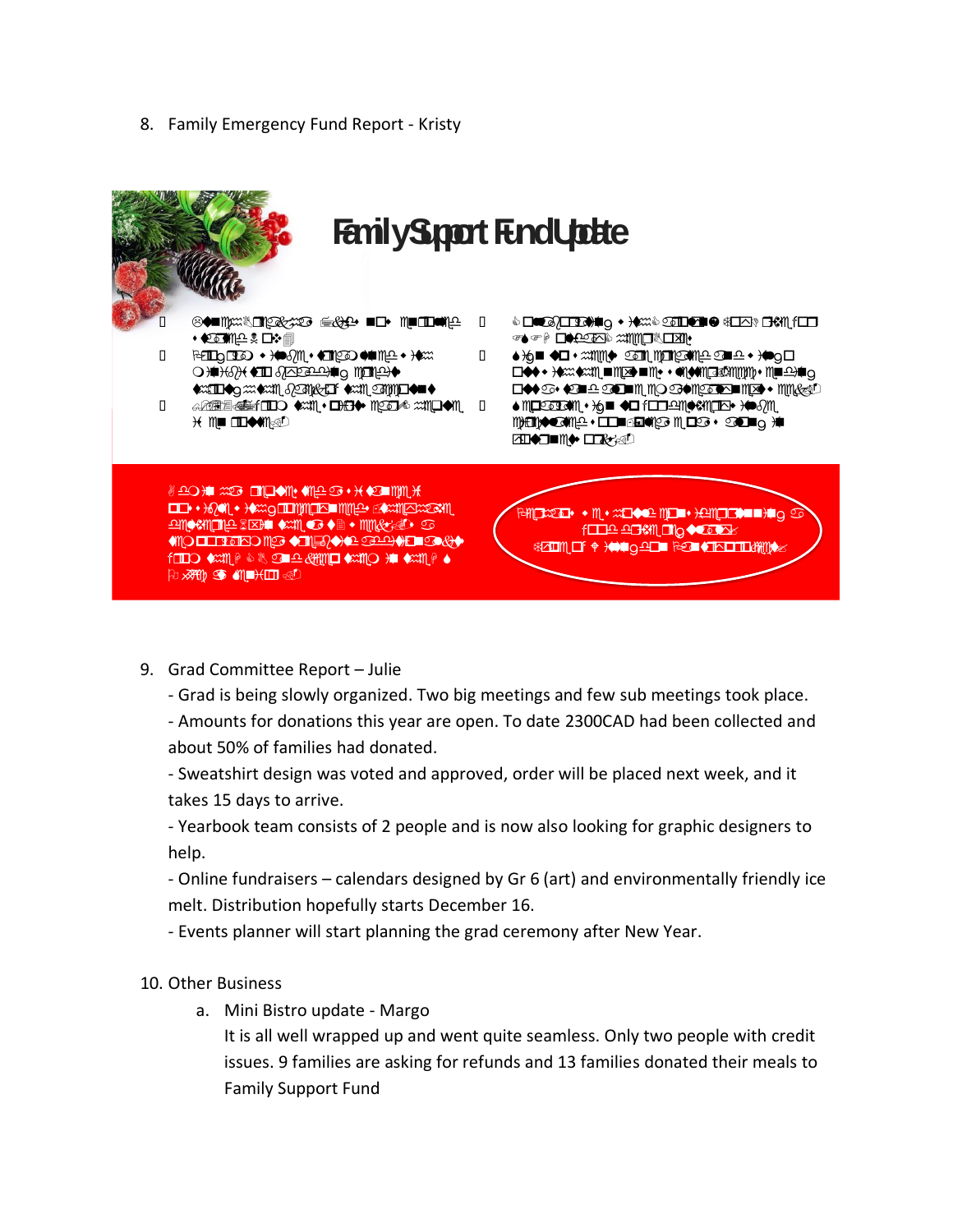8. Family Emergency Fund Report - Kristy

Family Support Fund Update

9. Grad Committee Report – Julie
   - Grad is being slowly organized. Two big meetings and few sub meetings took place.
   - Amounts for donations this year are open. To date 2300CAD had been collected and about 50% of families had donated.
   - Sweatshirt design was voted and approved, order will be placed next week, and it takes 15 days to arrive.
   - Yearbook team consists of 2 people and is now also looking for graphic designers to help.
   - Online fundraisers – calendars designed by Gr 6 (art) and environmentally friendly ice melt. Distribution hopefully starts December 16.
   - Events planner will start planning the grad ceremony after New Year.

10. Other Business
    a. Mini Bistro update - Margo
       It is all well wrapped up and went quite seamless. Only two people with credit issues. 9 families are asking for refunds and 13 families donated their meals to Family Support Fund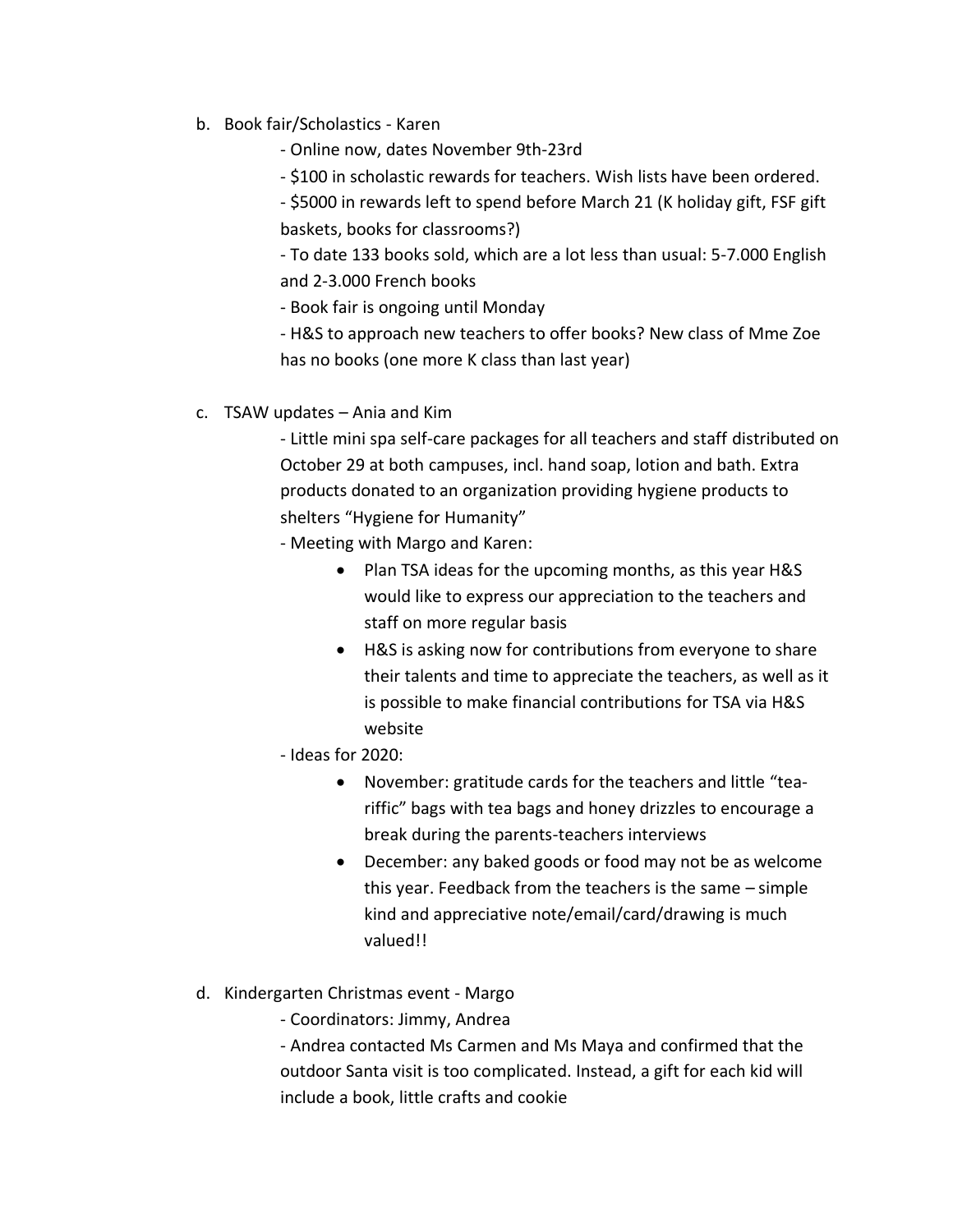b. Book fair/Scholastics - Karen

  - Online now, dates November 9th-23rd
  - $100 in scholastic rewards for teachers. Wish lists have been ordered.
  - $5000 in rewards left to spend before March 21 (K holiday gift, FSF gift baskets, books for classrooms?)
  - To date 133 books sold, which are a lot less than usual: 5-7.000 English and 2-3.000 French books
  - Book fair is ongoing until Monday
  - H&S to approach new teachers to offer books? New class of Mme Zoe has no books (one more K class than last year)

c. TSAW updates – Ania and Kim

  - Little mini spa self-care packages for all teachers and staff distributed on October 29 at both campuses, incl. hand soap, lotion and bath. Extra products donated to an organization providing hygiene products to shelters "Hygiene for Humanity"
  - Meeting with Margo and Karen:
    - Plan TSA ideas for the upcoming months, as this year H&S would like to express our appreciation to the teachers and staff on more regular basis
    - H&S is asking now for contributions from everyone to share their talents and time to appreciate the teachers, as well as it is possible to make financial contributions for TSA via H&S website
  - Ideas for 2020:
    - November: gratitude cards for the teachers and little "tea-riffic" bags with tea bags and honey drizzles to encourage a break during the parents-teachers interviews
    - December: any baked goods or food may not be as welcome this year. Feedback from the teachers is the same – simple kind and appreciative note/email/card/drawing is much valued!!

d. Kindergarten Christmas event - Margo

  - Coordinators: Jimmy, Andrea
  - Andrea contacted Ms Carmen and Ms Maya and confirmed that the outdoor Santa visit is too complicated. Instead, a gift for each kid will include a book, little crafts and cookie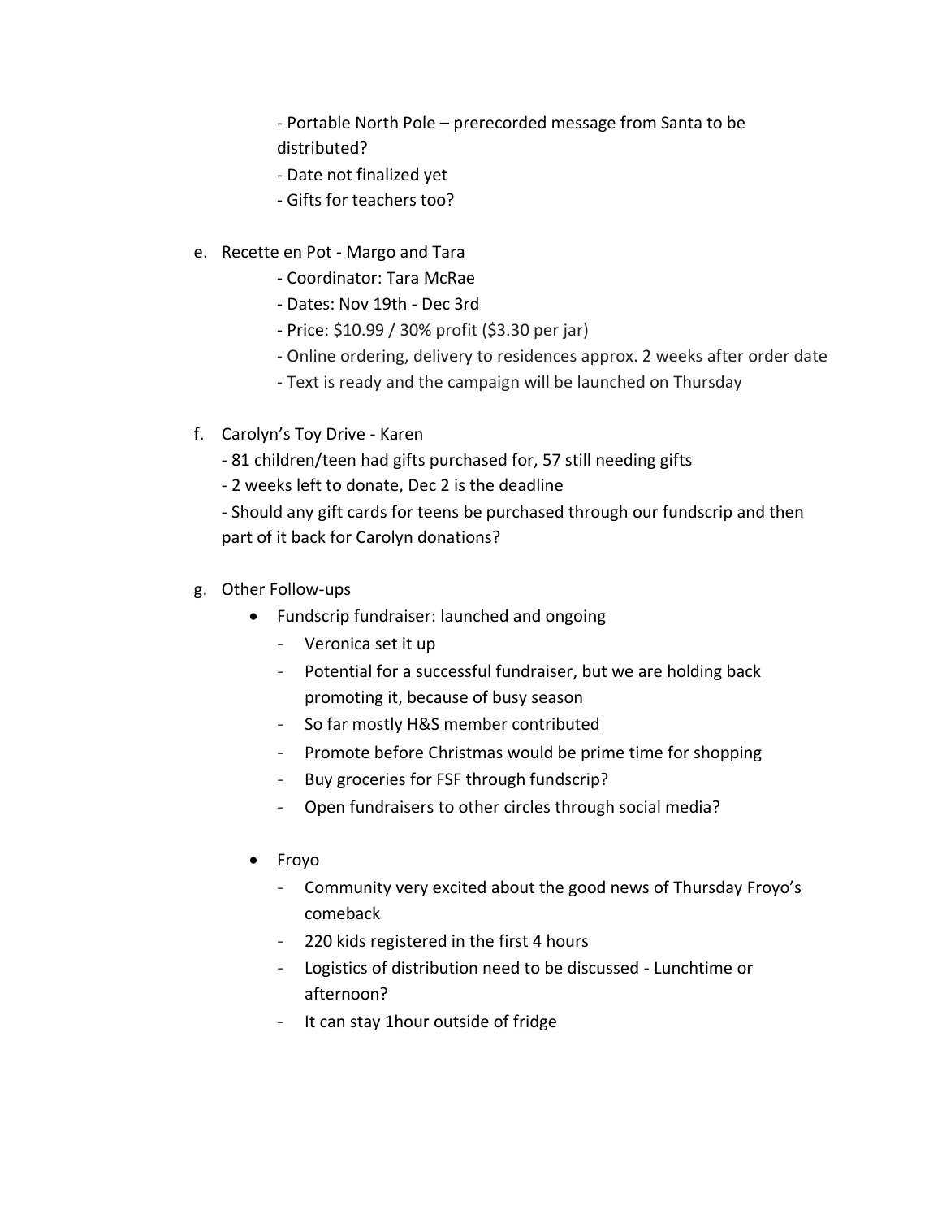- Portable North Pole – prerecorded message from Santa to be distributed?
- Date not finalized yet
- Gifts for teachers too?

e. Recette en Pot - Margo and Tara
    - Coordinator: Tara McRae
    - Dates: Nov 19th - Dec 3rd
    - Price: $10.99 / 30% profit ($3.30 per jar)
    - Online ordering, delivery to residences approx. 2 weeks after order date
    - Text is ready and the campaign will be launched on Thursday

f. Carolyn's Toy Drive - Karen
    - 81 children/teen had gifts purchased for, 57 still needing gifts
    - 2 weeks left to donate, Dec 2 is the deadline
    - Should any gift cards for teens be purchased through our fundscrip and then part of it back for Carolyn donations?

g. Other Follow-ups
    - Fundscrip fundraiser: launched and ongoing
        - Veronica set it up
        - Potential for a successful fundraiser, but we are holding back promoting it, because of busy season
        - So far mostly H&S member contributed
        - Promote before Christmas would be prime time for shopping
        - Buy groceries for FSF through fundscrip?
        - Open fundraisers to other circles through social media?
    - Froyo
        - Community very excited about the good news of Thursday Froyo's comeback
        - 220 kids registered in the first 4 hours
        - Logistics of distribution need to be discussed - Lunchtime or afternoon?
        - It can stay 1hour outside of fridge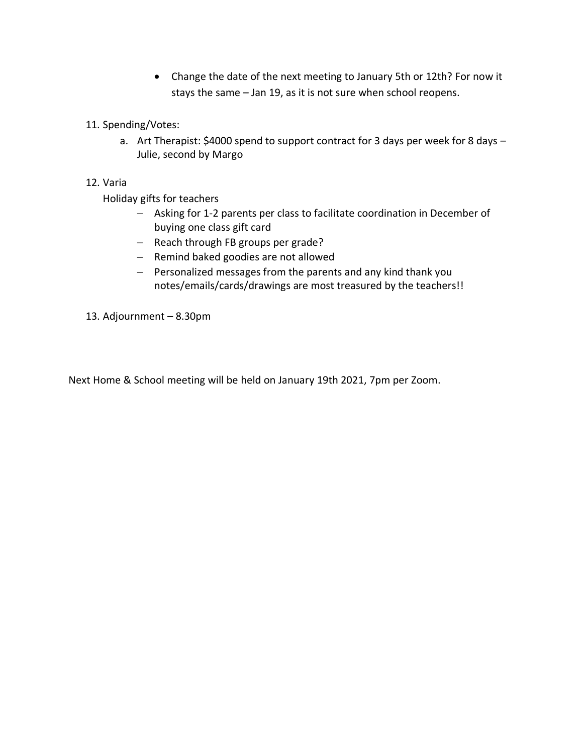- Change the date of the next meeting to January 5th or 12th? For now it stays the same – Jan 19, as it is not sure when school reopens.

11. Spending/Votes:
    a. Art Therapist: $4000 spend to support contract for 3 days per week for 8 days – Julie, second by Margo

12. Varia

    Holiday gifts for teachers
    - Asking for 1-2 parents per class to facilitate coordination in December of buying one class gift card
    - Reach through FB groups per grade?
    - Remind baked goodies are not allowed
    - Personalized messages from the parents and any kind thank you notes/emails/cards/drawings are most treasured by the teachers!!

13. Adjournment – 8.30pm

Next Home & School meeting will be held on January 19th 2021, 7pm per Zoom.